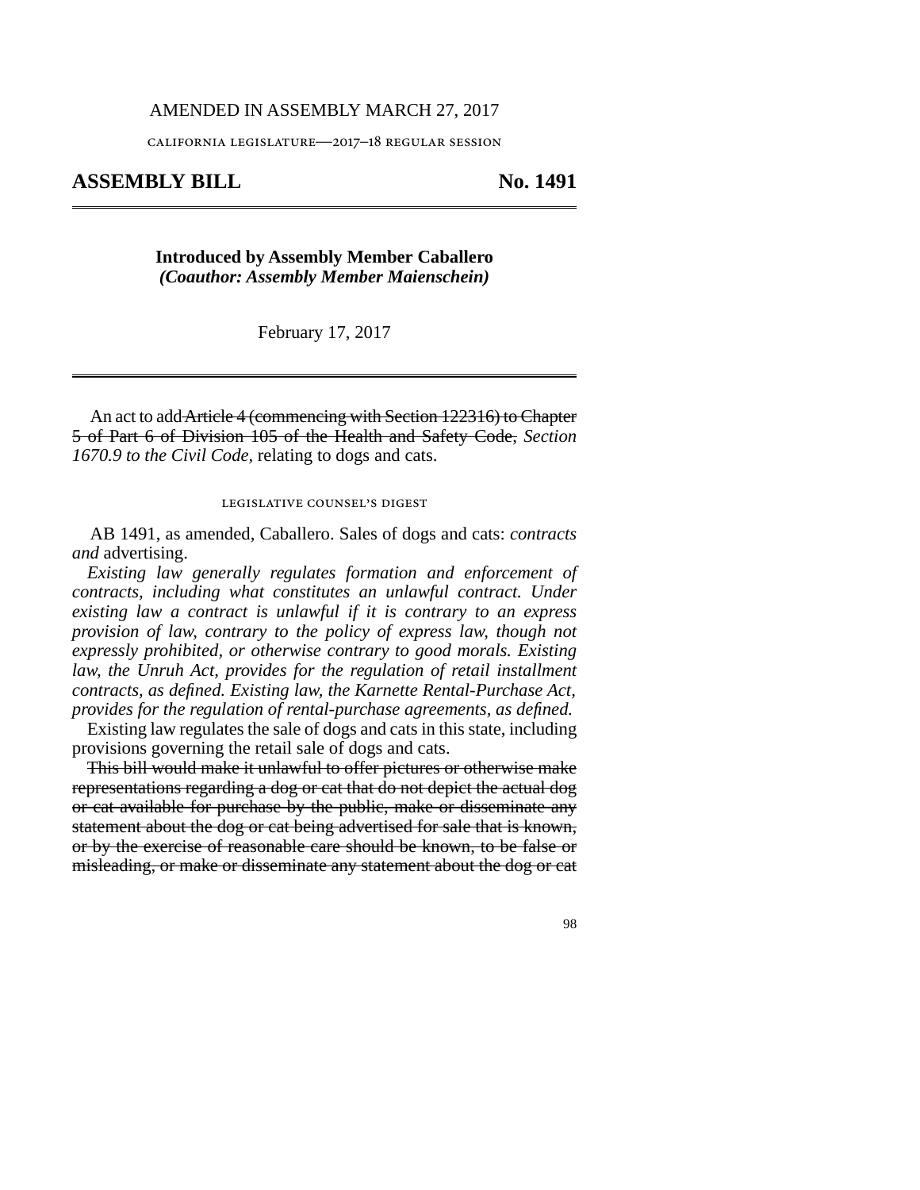AMENDED IN ASSEMBLY MARCH 27, 2017

CALIFORNIA LEGISLATURE—2017–18 REGULAR SESSION

# ASSEMBLY BILL — No. 1491

**Introduced by Assembly Member Caballero**
***(Coauthor: Assembly Member Maienschein)***

February 17, 2017

An act to add ~~Article 4 (commencing with Section 122316) to Chapter 5 of Part 6 of Division 105 of the Health and Safety Code,~~ *Section 1670.9 to the Civil Code,* relating to dogs and cats.

LEGISLATIVE COUNSEL'S DIGEST

AB 1491, as amended, Caballero. Sales of dogs and cats: *contracts and* advertising.

*Existing law generally regulates formation and enforcement of contracts, including what constitutes an unlawful contract. Under existing law a contract is unlawful if it is contrary to an express provision of law, contrary to the policy of express law, though not expressly prohibited, or otherwise contrary to good morals. Existing law, the Unruh Act, provides for the regulation of retail installment contracts, as defined. Existing law, the Karnette Rental-Purchase Act, provides for the regulation of rental-purchase agreements, as defined.*

Existing law regulates the sale of dogs and cats in this state, including provisions governing the retail sale of dogs and cats.

~~This bill would make it unlawful to offer pictures or otherwise make representations regarding a dog or cat that do not depict the actual dog or cat available for purchase by the public, make or disseminate any statement about the dog or cat being advertised for sale that is known, or by the exercise of reasonable care should be known, to be false or misleading, or make or disseminate any statement about the dog or cat~~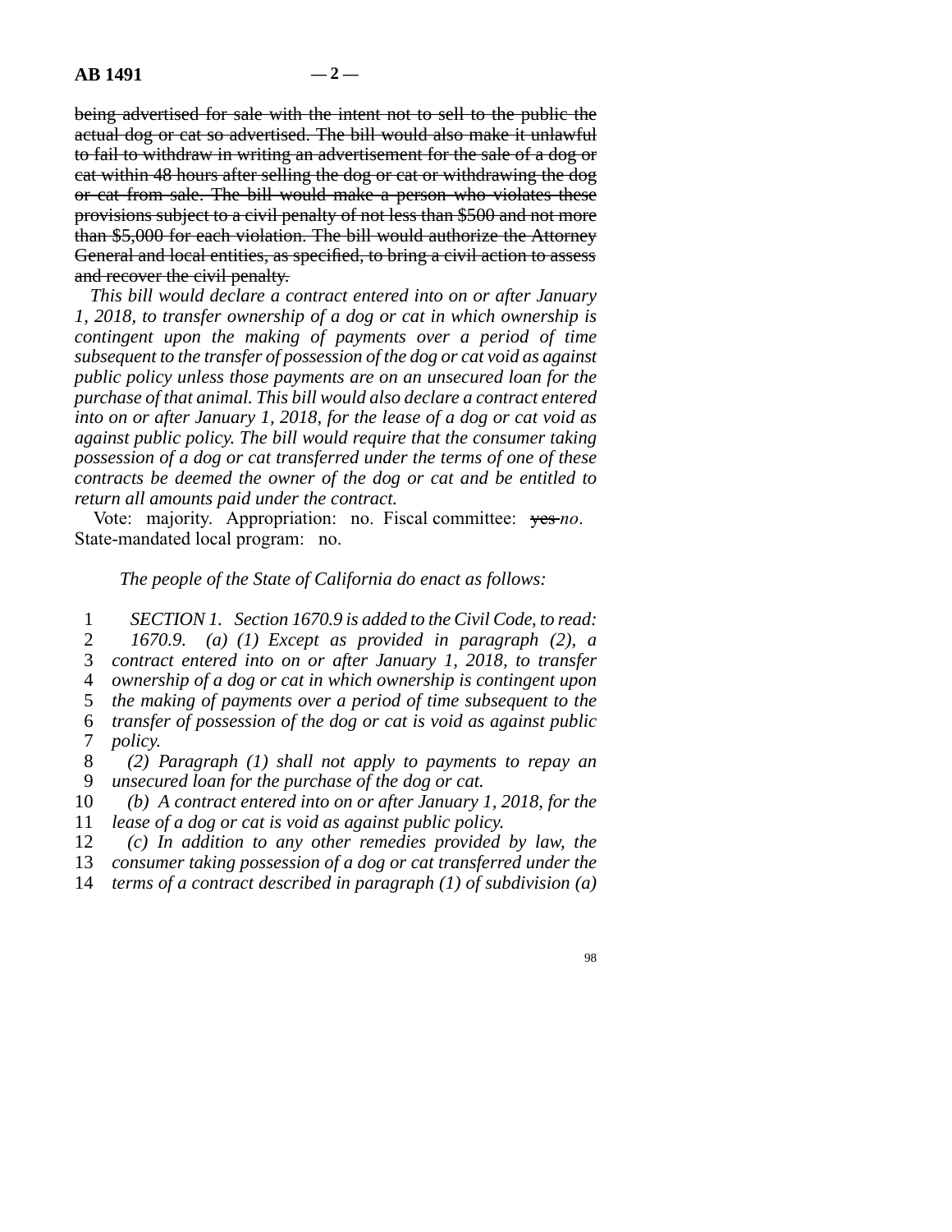~~being advertised for sale with the intent not to sell to the public the actual dog or cat so advertised. The bill would also make it unlawful to fail to withdraw in writing an advertisement for the sale of a dog or cat within 48 hours after selling the dog or cat or withdrawing the dog or cat from sale. The bill would make a person who violates these provisions subject to a civil penalty of not less than $500 and not more than $5,000 for each violation. The bill would authorize the Attorney General and local entities, as specified, to bring a civil action to assess and recover the civil penalty.~~

*This bill would declare a contract entered into on or after January 1, 2018, to transfer ownership of a dog or cat in which ownership is contingent upon the making of payments over a period of time subsequent to the transfer of possession of the dog or cat void as against public policy unless those payments are on an unsecured loan for the purchase of that animal. This bill would also declare a contract entered into on or after January 1, 2018, for the lease of a dog or cat void as against public policy. The bill would require that the consumer taking possession of a dog or cat transferred under the terms of one of these contracts be deemed the owner of the dog or cat and be entitled to return all amounts paid under the contract.*

Vote: majority. Appropriation: no. Fiscal committee: ~~yes~~ *no*. State-mandated local program: no.

*The people of the State of California do enact as follows:*

1 *SECTION 1. Section 1670.9 is added to the Civil Code, to read:*
2 *1670.9. (a) (1) Except as provided in paragraph (2), a*
3 *contract entered into on or after January 1, 2018, to transfer*
4 *ownership of a dog or cat in which ownership is contingent upon*
5 *the making of payments over a period of time subsequent to the*
6 *transfer of possession of the dog or cat is void as against public*
7 *policy.*
8 *(2) Paragraph (1) shall not apply to payments to repay an*
9 *unsecured loan for the purchase of the dog or cat.*
10 *(b) A contract entered into on or after January 1, 2018, for the*
11 *lease of a dog or cat is void as against public policy.*
12 *(c) In addition to any other remedies provided by law, the*
13 *consumer taking possession of a dog or cat transferred under the*
14 *terms of a contract described in paragraph (1) of subdivision (a)*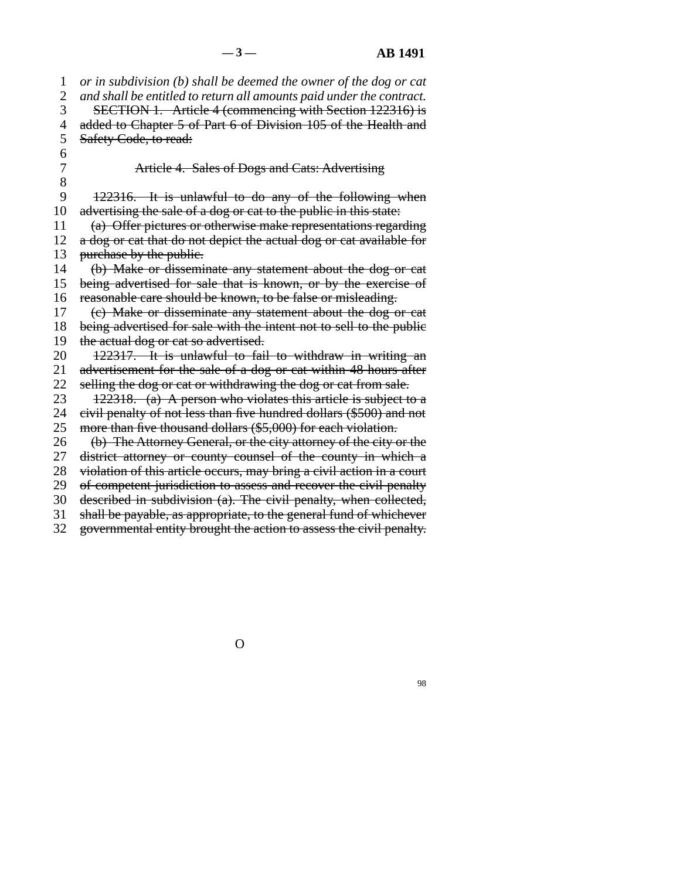*or in subdivision (b) shall be deemed the owner of the dog or cat and shall be entitled to return all amounts paid under the contract.*

~~SECTION 1. Article 4 (commencing with Section 122316) is added to Chapter 5 of Part 6 of Division 105 of the Health and Safety Code, to read:~~

~~Article 4. Sales of Dogs and Cats: Advertising~~

~~122316. It is unlawful to do any of the following when advertising the sale of a dog or cat to the public in this state:~~

~~(a) Offer pictures or otherwise make representations regarding a dog or cat that do not depict the actual dog or cat available for purchase by the public.~~

~~(b) Make or disseminate any statement about the dog or cat being advertised for sale that is known, or by the exercise of reasonable care should be known, to be false or misleading.~~

~~(c) Make or disseminate any statement about the dog or cat being advertised for sale with the intent not to sell to the public the actual dog or cat so advertised.~~

~~122317. It is unlawful to fail to withdraw in writing an advertisement for the sale of a dog or cat within 48 hours after selling the dog or cat or withdrawing the dog or cat from sale.~~

~~122318. (a) A person who violates this article is subject to a civil penalty of not less than five hundred dollars ($500) and not more than five thousand dollars ($5,000) for each violation.~~

~~(b) The Attorney General, or the city attorney of the city or the district attorney or county counsel of the county in which a violation of this article occurs, may bring a civil action in a court of competent jurisdiction to assess and recover the civil penalty described in subdivision (a). The civil penalty, when collected, shall be payable, as appropriate, to the general fund of whichever governmental entity brought the action to assess the civil penalty.~~